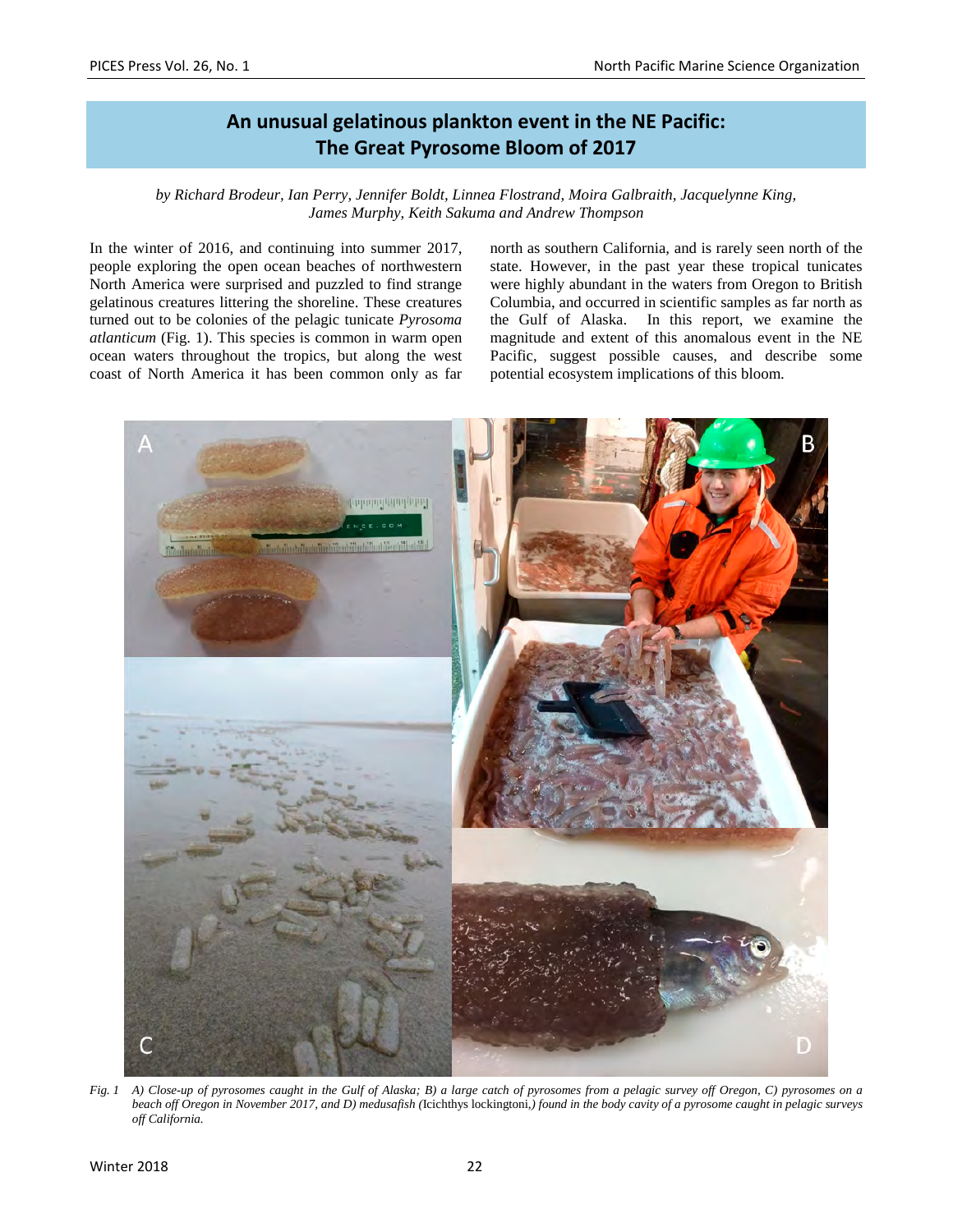# An unusual gelatinous plankton event in the NE Pacific: The Great Pyrosome Bloom of 2017

*by Richard Brodeur, Ian Perry, Jennifer Boldt, Linnea Flostrand, Moira Galbraith, Jacquelynne King, James Murphy, Keith Sakuma and Andrew Thompson*

In the winter of 2016, and continuing into summer 2017, people exploring the open ocean beaches of northwestern North America were surprised and puzzled to find strange gelatinous creatures littering the shoreline. These creatures turned out to be colonies of the pelagic tunicate *Pyrosoma atlanticum* (Fig. 1). This species is common in warm open ocean waters throughout the tropics, but along the west coast of North America it has been common only as far north as southern California, and is rarely seen north of the state. However, in the past year these tropical tunicates were highly abundant in the waters from Oregon to British Columbia, and occurred in scientific samples as far north as the Gulf of Alaska. In this report, we examine the magnitude and extent of this anomalous event in the NE Pacific, suggest possible causes, and describe some potential ecosystem implications of this bloom.

*Fig. 1 A) Close-up of pyrosomes caught in the Gulf of Alaska; B) a large catch of pyrosomes from a pelagic survey off Oregon, C) pyrosomes on a beach off Oregon in November 2017, and D) medusafish (*Icichthys lockingtoni,*) found in the body cavity of a pyrosome caught in pelagic surveys off California.*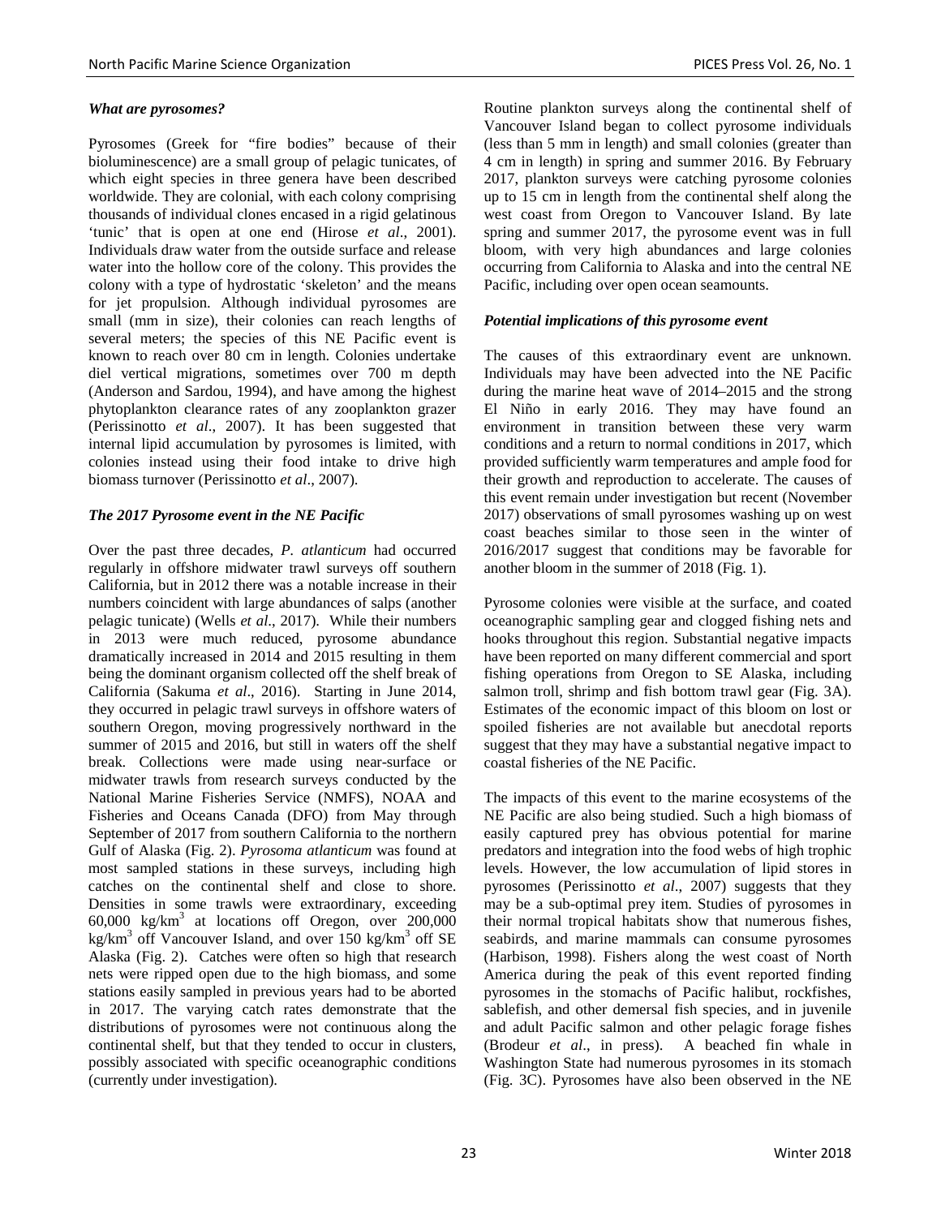### *What are pyrosomes?*

Pyrosomes (Greek for "fire bodies" because of their bioluminescence) are a small group of pelagic tunicates, of which eight species in three genera have been described worldwide. They are colonial, with each colony comprising thousands of individual clones encased in a rigid gelatinous 'tunic' that is open at one end (Hirose *et al*., 2001). Individuals draw water from the outside surface and release water into the hollow core of the colony. This provides the colony with a type of hydrostatic 'skeleton' and the means for jet propulsion. Although individual pyrosomes are small (mm in size), their colonies can reach lengths of several meters; the species of this NE Pacific event is known to reach over 80 cm in length. Colonies undertake diel vertical migrations, sometimes over 700 m depth (Anderson and Sardou, 1994), and have among the highest phytoplankton clearance rates of any zooplankton grazer (Perissinotto *et al*., 2007). It has been suggested that internal lipid accumulation by pyrosomes is limited, with colonies instead using their food intake to drive high biomass turnover (Perissinotto *et al*., 2007).

### *The 2017 Pyrosome event in the NE Pacific*

Over the past three decades, *P. atlanticum* had occurred regularly in offshore midwater trawl surveys off southern California, but in 2012 there was a notable increase in their numbers coincident with large abundances of salps (another pelagic tunicate) (Wells *et al*., 2017). While their numbers in 2013 were much reduced, pyrosome abundance dramatically increased in 2014 and 2015 resulting in them being the dominant organism collected off the shelf break of California (Sakuma *et al*., 2016). Starting in June 2014, they occurred in pelagic trawl surveys in offshore waters of southern Oregon, moving progressively northward in the summer of 2015 and 2016, but still in waters off the shelf break. Collections were made using near-surface or midwater trawls from research surveys conducted by the National Marine Fisheries Service (NMFS), NOAA and Fisheries and Oceans Canada (DFO) from May through September of 2017 from southern California to the northern Gulf of Alaska (Fig. 2). *Pyrosoma atlanticum* was found at most sampled stations in these surveys, including high catches on the continental shelf and close to shore. Densities in some trawls were extraordinary, exceeding 60,000 kg/km$^3$ at locations off Oregon, over 200,000 kg/km$^3$ off Vancouver Island, and over 150 kg/km$^3$ off SE Alaska (Fig. 2). Catches were often so high that research nets were ripped open due to the high biomass, and some stations easily sampled in previous years had to be aborted in 2017. The varying catch rates demonstrate that the distributions of pyrosomes were not continuous along the continental shelf, but that they tended to occur in clusters, possibly associated with specific oceanographic conditions (currently under investigation).

Routine plankton surveys along the continental shelf of Vancouver Island began to collect pyrosome individuals (less than 5 mm in length) and small colonies (greater than 4 cm in length) in spring and summer 2016. By February 2017, plankton surveys were catching pyrosome colonies up to 15 cm in length from the continental shelf along the west coast from Oregon to Vancouver Island. By late spring and summer 2017, the pyrosome event was in full bloom, with very high abundances and large colonies occurring from California to Alaska and into the central NE Pacific, including over open ocean seamounts.

### *Potential implications of this pyrosome event*

The causes of this extraordinary event are unknown. Individuals may have been advected into the NE Pacific during the marine heat wave of 2014–2015 and the strong El Niño in early 2016. They may have found an environment in transition between these very warm conditions and a return to normal conditions in 2017, which provided sufficiently warm temperatures and ample food for their growth and reproduction to accelerate. The causes of this event remain under investigation but recent (November 2017) observations of small pyrosomes washing up on west coast beaches similar to those seen in the winter of 2016/2017 suggest that conditions may be favorable for another bloom in the summer of 2018 (Fig. 1).

Pyrosome colonies were visible at the surface, and coated oceanographic sampling gear and clogged fishing nets and hooks throughout this region. Substantial negative impacts have been reported on many different commercial and sport fishing operations from Oregon to SE Alaska, including salmon troll, shrimp and fish bottom trawl gear (Fig. 3A). Estimates of the economic impact of this bloom on lost or spoiled fisheries are not available but anecdotal reports suggest that they may have a substantial negative impact to coastal fisheries of the NE Pacific.

The impacts of this event to the marine ecosystems of the NE Pacific are also being studied. Such a high biomass of easily captured prey has obvious potential for marine predators and integration into the food webs of high trophic levels. However, the low accumulation of lipid stores in pyrosomes (Perissinotto *et al*., 2007) suggests that they may be a sub-optimal prey item. Studies of pyrosomes in their normal tropical habitats show that numerous fishes, seabirds, and marine mammals can consume pyrosomes (Harbison, 1998). Fishers along the west coast of North America during the peak of this event reported finding pyrosomes in the stomachs of Pacific halibut, rockfishes, sablefish, and other demersal fish species, and in juvenile and adult Pacific salmon and other pelagic forage fishes (Brodeur *et al*., in press). A beached fin whale in Washington State had numerous pyrosomes in its stomach (Fig. 3C). Pyrosomes have also been observed in the NE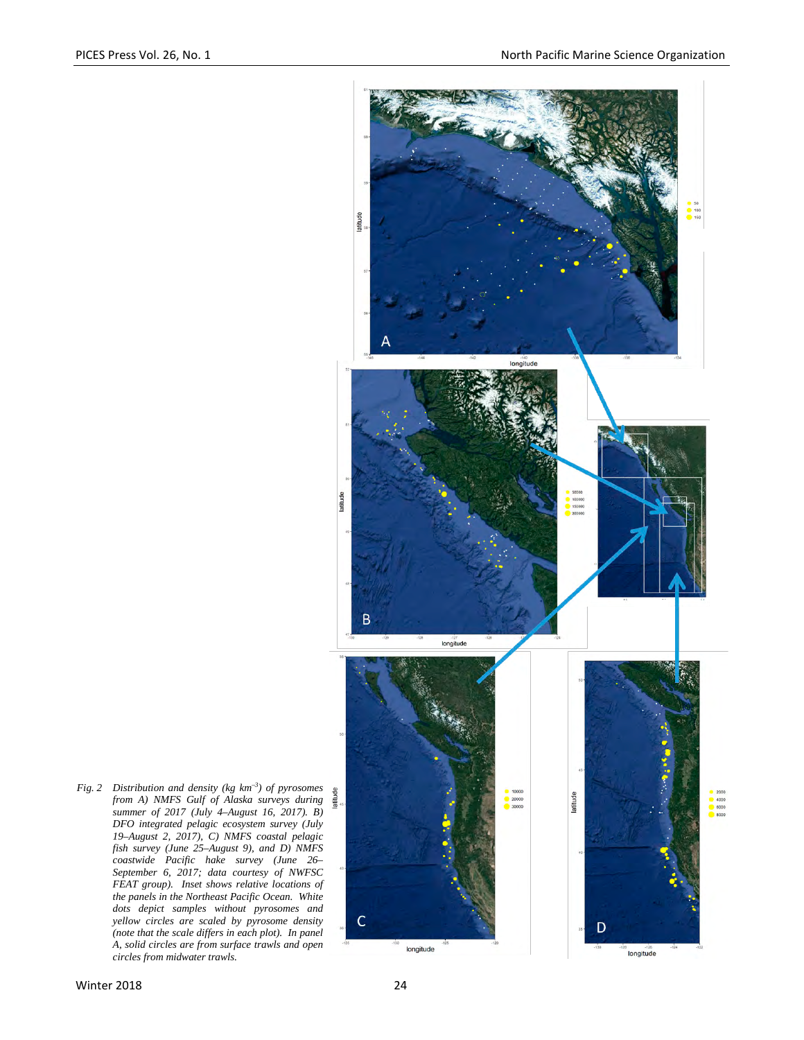*Fig. 2 Distribution and density (kg km$^{-3}$) of pyrosomes from A) NMFS Gulf of Alaska surveys during summer of 2017 (July 4–August 16, 2017). B) DFO integrated pelagic ecosystem survey (July 19–August 2, 2017), C) NMFS coastal pelagic fish survey (June 25–August 9), and D) NMFS coastwide Pacific hake survey (June 26–September 6, 2017; data courtesy of NWFSC FEAT group). Inset shows relative locations of the panels in the Northeast Pacific Ocean. White dots depict samples without pyrosomes and yellow circles are scaled by pyrosome density (note that the scale differs in each plot). In panel A, solid circles are from surface trawls and open circles from midwater trawls.*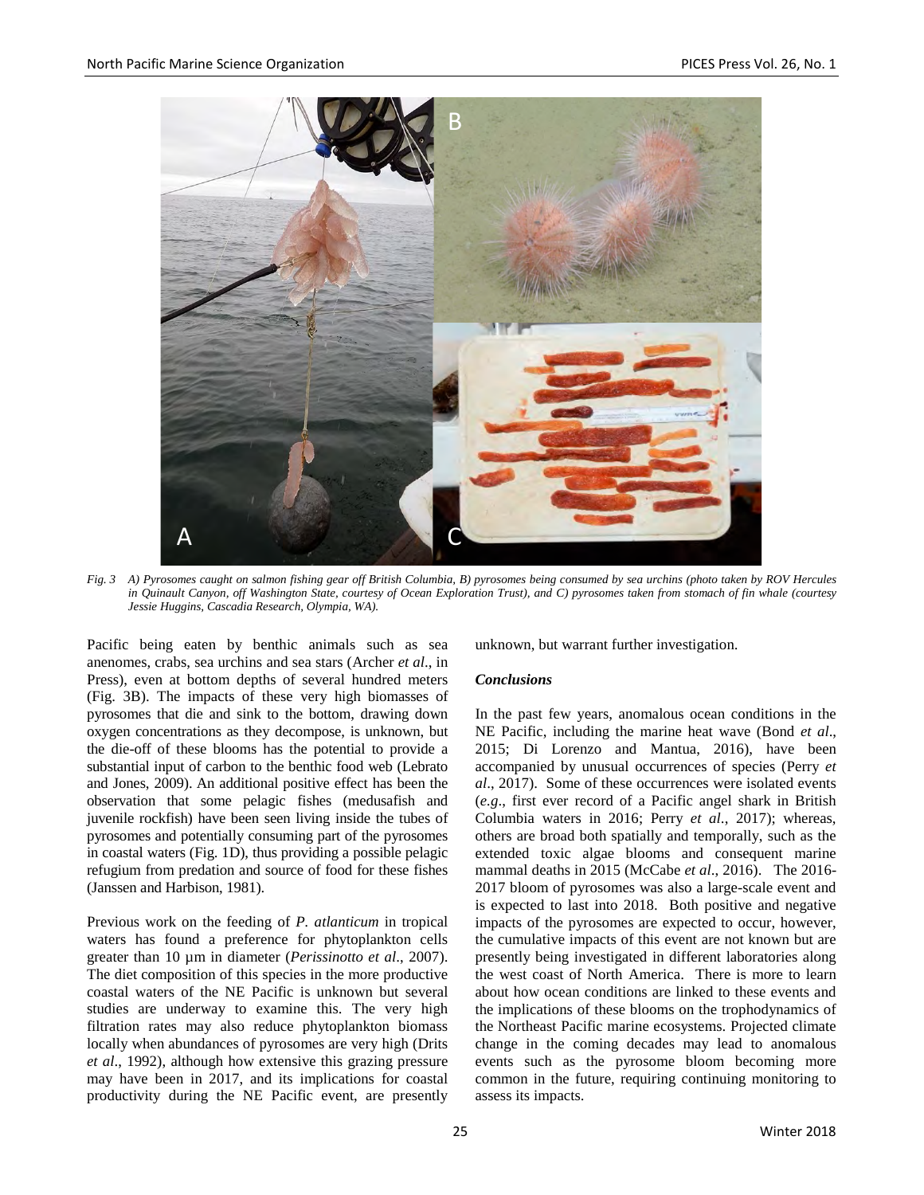*Fig. 3 A) Pyrosomes caught on salmon fishing gear off British Columbia, B) pyrosomes being consumed by sea urchins (photo taken by ROV Hercules in Quinault Canyon, off Washington State, courtesy of Ocean Exploration Trust), and C) pyrosomes taken from stomach of fin whale (courtesy Jessie Huggins, Cascadia Research, Olympia, WA).*

Pacific being eaten by benthic animals such as sea anemones, crabs, sea urchins and sea stars (Archer *et al*., in Press), even at bottom depths of several hundred meters (Fig. 3B). The impacts of these very high biomasses of pyrosomes that die and sink to the bottom, drawing down oxygen concentrations as they decompose, is unknown, but the die-off of these blooms has the potential to provide a substantial input of carbon to the benthic food web (Lebrato and Jones, 2009). An additional positive effect has been the observation that some pelagic fishes (medusafish and juvenile rockfish) have been seen living inside the tubes of pyrosomes and potentially consuming part of the pyrosomes in coastal waters (Fig. 1D), thus providing a possible pelagic refugium from predation and source of food for these fishes (Janssen and Harbison, 1981).

Previous work on the feeding of *P. atlanticum* in tropical waters has found a preference for phytoplankton cells greater than 10 µm in diameter (*Perissinotto et al*., 2007). The diet composition of this species in the more productive coastal waters of the NE Pacific is unknown but several studies are underway to examine this. The very high filtration rates may also reduce phytoplankton biomass locally when abundances of pyrosomes are very high (Drits *et al*., 1992), although how extensive this grazing pressure may have been in 2017, and its implications for coastal productivity during the NE Pacific event, are presently unknown, but warrant further investigation.

### *Conclusions*

In the past few years, anomalous ocean conditions in the NE Pacific, including the marine heat wave (Bond *et al*., 2015; Di Lorenzo and Mantua, 2016), have been accompanied by unusual occurrences of species (Perry *et al*., 2017). Some of these occurrences were isolated events (*e.g*., first ever record of a Pacific angel shark in British Columbia waters in 2016; Perry *et al*., 2017); whereas, others are broad both spatially and temporally, such as the extended toxic algae blooms and consequent marine mammal deaths in 2015 (McCabe *et al*., 2016). The 2016-2017 bloom of pyrosomes was also a large-scale event and is expected to last into 2018. Both positive and negative impacts of the pyrosomes are expected to occur, however, the cumulative impacts of this event are not known but are presently being investigated in different laboratories along the west coast of North America. There is more to learn about how ocean conditions are linked to these events and the implications of these blooms on the trophodynamics of the Northeast Pacific marine ecosystems. Projected climate change in the coming decades may lead to anomalous events such as the pyrosome bloom becoming more common in the future, requiring continuing monitoring to assess its impacts.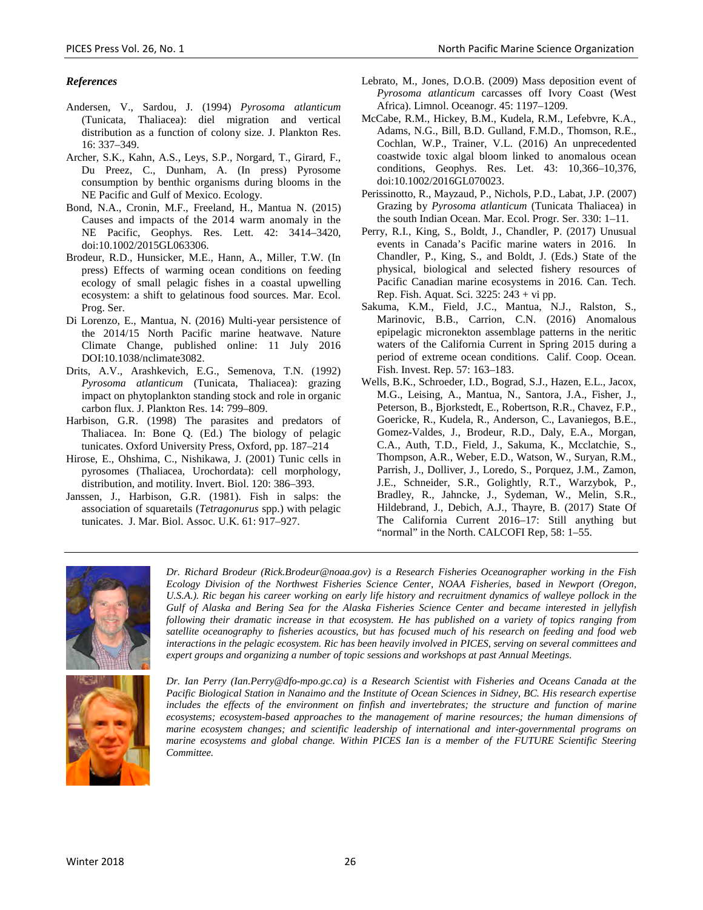***References***

Andersen, V., Sardou, J. (1994) *Pyrosoma atlanticum* (Tunicata, Thaliacea): diel migration and vertical distribution as a function of colony size. J. Plankton Res. 16: 337–349.

Archer, S.K., Kahn, A.S., Leys, S.P., Norgard, T., Girard, F., Du Preez, C., Dunham, A. (In press) Pyrosome consumption by benthic organisms during blooms in the NE Pacific and Gulf of Mexico. Ecology.

Bond, N.A., Cronin, M.F., Freeland, H., Mantua N. (2015) Causes and impacts of the 2014 warm anomaly in the NE Pacific, Geophys. Res. Lett. 42: 3414–3420, doi:10.1002/2015GL063306.

Brodeur, R.D., Hunsicker, M.E., Hann, A., Miller, T.W. (In press) Effects of warming ocean conditions on feeding ecology of small pelagic fishes in a coastal upwelling ecosystem: a shift to gelatinous food sources. Mar. Ecol. Prog. Ser.

Di Lorenzo, E., Mantua, N. (2016) Multi-year persistence of the 2014/15 North Pacific marine heatwave. Nature Climate Change, published online: 11 July 2016 DOI:10.1038/nclimate3082.

Drits, A.V., Arashkevich, E.G., Semenova, T.N. (1992) *Pyrosoma atlanticum* (Tunicata, Thaliacea): grazing impact on phytoplankton standing stock and role in organic carbon flux. J. Plankton Res. 14: 799–809.

Harbison, G.R. (1998) The parasites and predators of Thaliacea. In: Bone Q. (Ed.) The biology of pelagic tunicates. Oxford University Press, Oxford, pp. 187–214

Hirose, E., Ohshima, C., Nishikawa, J. (2001) Tunic cells in pyrosomes (Thaliacea, Urochordata): cell morphology, distribution, and motility. Invert. Biol. 120: 386–393.

Janssen, J., Harbison, G.R. (1981). Fish in salps: the association of squaretails (*Tetragonurus* spp.) with pelagic tunicates. J. Mar. Biol. Assoc. U.K. 61: 917–927.

Lebrato, M., Jones, D.O.B. (2009) Mass deposition event of *Pyrosoma atlanticum* carcasses off Ivory Coast (West Africa). Limnol. Oceanogr. 45: 1197–1209.

McCabe, R.M., Hickey, B.M., Kudela, R.M., Lefebvre, K.A., Adams, N.G., Bill, B.D. Gulland, F.M.D., Thomson, R.E., Cochlan, W.P., Trainer, V.L. (2016) An unprecedented coastwide toxic algal bloom linked to anomalous ocean conditions, Geophys. Res. Let. 43: 10,366–10,376, doi:10.1002/2016GL070023.

Perissinotto, R., Mayzaud, P., Nichols, P.D., Labat, J.P. (2007) Grazing by *Pyrosoma atlanticum* (Tunicata Thaliacea) in the south Indian Ocean. Mar. Ecol. Progr. Ser. 330: 1–11.

Perry, R.I., King, S., Boldt, J., Chandler, P. (2017) Unusual events in Canada's Pacific marine waters in 2016. In Chandler, P., King, S., and Boldt, J. (Eds.) State of the physical, biological and selected fishery resources of Pacific Canadian marine ecosystems in 2016. Can. Tech. Rep. Fish. Aquat. Sci. 3225: 243 + vi pp.

Sakuma, K.M., Field, J.C., Mantua, N.J., Ralston, S., Marinovic, B.B., Carrion, C.N. (2016) Anomalous epipelagic micronekton assemblage patterns in the neritic waters of the California Current in Spring 2015 during a period of extreme ocean conditions. Calif. Coop. Ocean. Fish. Invest. Rep. 57: 163–183.

Wells, B.K., Schroeder, I.D., Bograd, S.J., Hazen, E.L., Jacox, M.G., Leising, A., Mantua, N., Santora, J.A., Fisher, J., Peterson, B., Bjorkstedt, E., Robertson, R.R., Chavez, F.P., Goericke, R., Kudela, R., Anderson, C., Lavaniegos, B.E., Gomez-Valdes, J., Brodeur, R.D., Daly, E.A., Morgan, C.A., Auth, T.D., Field, J., Sakuma, K., Mcclatchie, S., Thompson, A.R., Weber, E.D., Watson, W., Suryan, R.M., Parrish, J., Dolliver, J., Loredo, S., Porquez, J.M., Zamon, J.E., Schneider, S.R., Golightly, R.T., Warzybok, P., Bradley, R., Jahncke, J., Sydeman, W., Melin, S.R., Hildebrand, J., Debich, A.J., Thayre, B. (2017) State Of The California Current 2016–17: Still anything but "normal" in the North. CALCOFI Rep, 58: 1–55.

---

*Dr. Richard Brodeur (Rick.Brodeur@noaa.gov) is a Research Fisheries Oceanographer working in the Fish Ecology Division of the Northwest Fisheries Science Center, NOAA Fisheries, based in Newport (Oregon, U.S.A.). Ric began his career working on early life history and recruitment dynamics of walleye pollock in the Gulf of Alaska and Bering Sea for the Alaska Fisheries Science Center and became interested in jellyfish following their dramatic increase in that ecosystem. He has published on a variety of topics ranging from satellite oceanography to fisheries acoustics, but has focused much of his research on feeding and food web interactions in the pelagic ecosystem. Ric has been heavily involved in PICES, serving on several committees and expert groups and organizing a number of topic sessions and workshops at past Annual Meetings.*

*Dr. Ian Perry (Ian.Perry@dfo-mpo.gc.ca) is a Research Scientist with Fisheries and Oceans Canada at the Pacific Biological Station in Nanaimo and the Institute of Ocean Sciences in Sidney, BC. His research expertise includes the effects of the environment on finfish and invertebrates; the structure and function of marine ecosystems; ecosystem-based approaches to the management of marine resources; the human dimensions of marine ecosystem changes; and scientific leadership of international and inter-governmental programs on marine ecosystems and global change. Within PICES Ian is a member of the FUTURE Scientific Steering Committee.*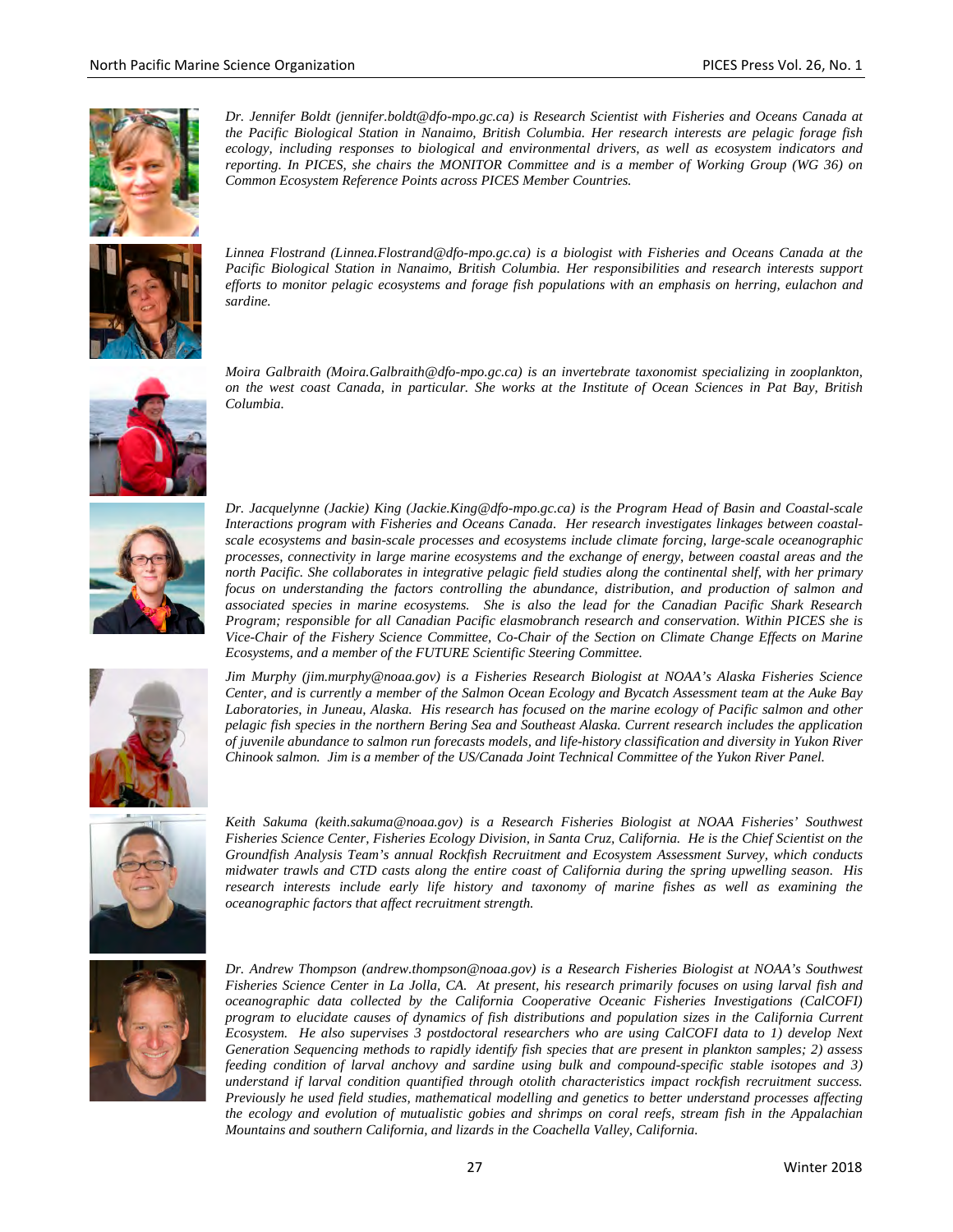*Dr. Jennifer Boldt (jennifer.boldt@dfo-mpo.gc.ca) is Research Scientist with Fisheries and Oceans Canada at the Pacific Biological Station in Nanaimo, British Columbia. Her research interests are pelagic forage fish ecology, including responses to biological and environmental drivers, as well as ecosystem indicators and reporting. In PICES, she chairs the MONITOR Committee and is a member of Working Group (WG 36) on Common Ecosystem Reference Points across PICES Member Countries.*

*Linnea Flostrand (Linnea.Flostrand@dfo-mpo.gc.ca) is a biologist with Fisheries and Oceans Canada at the Pacific Biological Station in Nanaimo, British Columbia. Her responsibilities and research interests support efforts to monitor pelagic ecosystems and forage fish populations with an emphasis on herring, eulachon and sardine.*

*Moira Galbraith (Moira.Galbraith@dfo-mpo.gc.ca) is an invertebrate taxonomist specializing in zooplankton, on the west coast Canada, in particular. She works at the Institute of Ocean Sciences in Pat Bay, British Columbia.*

*Dr. Jacquelynne (Jackie) King (Jackie.King@dfo-mpo.gc.ca) is the Program Head of Basin and Coastal-scale Interactions program with Fisheries and Oceans Canada. Her research investigates linkages between coastal-scale ecosystems and basin-scale processes and ecosystems include climate forcing, large-scale oceanographic processes, connectivity in large marine ecosystems and the exchange of energy, between coastal areas and the north Pacific. She collaborates in integrative pelagic field studies along the continental shelf, with her primary focus on understanding the factors controlling the abundance, distribution, and production of salmon and associated species in marine ecosystems. She is also the lead for the Canadian Pacific Shark Research Program; responsible for all Canadian Pacific elasmobranch research and conservation. Within PICES she is Vice-Chair of the Fishery Science Committee, Co-Chair of the Section on Climate Change Effects on Marine Ecosystems, and a member of the FUTURE Scientific Steering Committee.*

*Jim Murphy (jim.murphy@noaa.gov) is a Fisheries Research Biologist at NOAA's Alaska Fisheries Science Center, and is currently a member of the Salmon Ocean Ecology and Bycatch Assessment team at the Auke Bay Laboratories, in Juneau, Alaska. His research has focused on the marine ecology of Pacific salmon and other pelagic fish species in the northern Bering Sea and Southeast Alaska. Current research includes the application of juvenile abundance to salmon run forecasts models, and life-history classification and diversity in Yukon River Chinook salmon. Jim is a member of the US/Canada Joint Technical Committee of the Yukon River Panel.*

*Keith Sakuma (keith.sakuma@noaa.gov) is a Research Fisheries Biologist at NOAA Fisheries' Southwest Fisheries Science Center, Fisheries Ecology Division, in Santa Cruz, California. He is the Chief Scientist on the Groundfish Analysis Team's annual Rockfish Recruitment and Ecosystem Assessment Survey, which conducts midwater trawls and CTD casts along the entire coast of California during the spring upwelling season. His research interests include early life history and taxonomy of marine fishes as well as examining the oceanographic factors that affect recruitment strength.*

*Dr. Andrew Thompson (andrew.thompson@noaa.gov) is a Research Fisheries Biologist at NOAA's Southwest Fisheries Science Center in La Jolla, CA. At present, his research primarily focuses on using larval fish and oceanographic data collected by the California Cooperative Oceanic Fisheries Investigations (CalCOFI) program to elucidate causes of dynamics of fish distributions and population sizes in the California Current Ecosystem. He also supervises 3 postdoctoral researchers who are using CalCOFI data to 1) develop Next Generation Sequencing methods to rapidly identify fish species that are present in plankton samples; 2) assess feeding condition of larval anchovy and sardine using bulk and compound-specific stable isotopes and 3) understand if larval condition quantified through otolith characteristics impact rockfish recruitment success. Previously he used field studies, mathematical modelling and genetics to better understand processes affecting the ecology and evolution of mutualistic gobies and shrimps on coral reefs, stream fish in the Appalachian Mountains and southern California, and lizards in the Coachella Valley, California.*